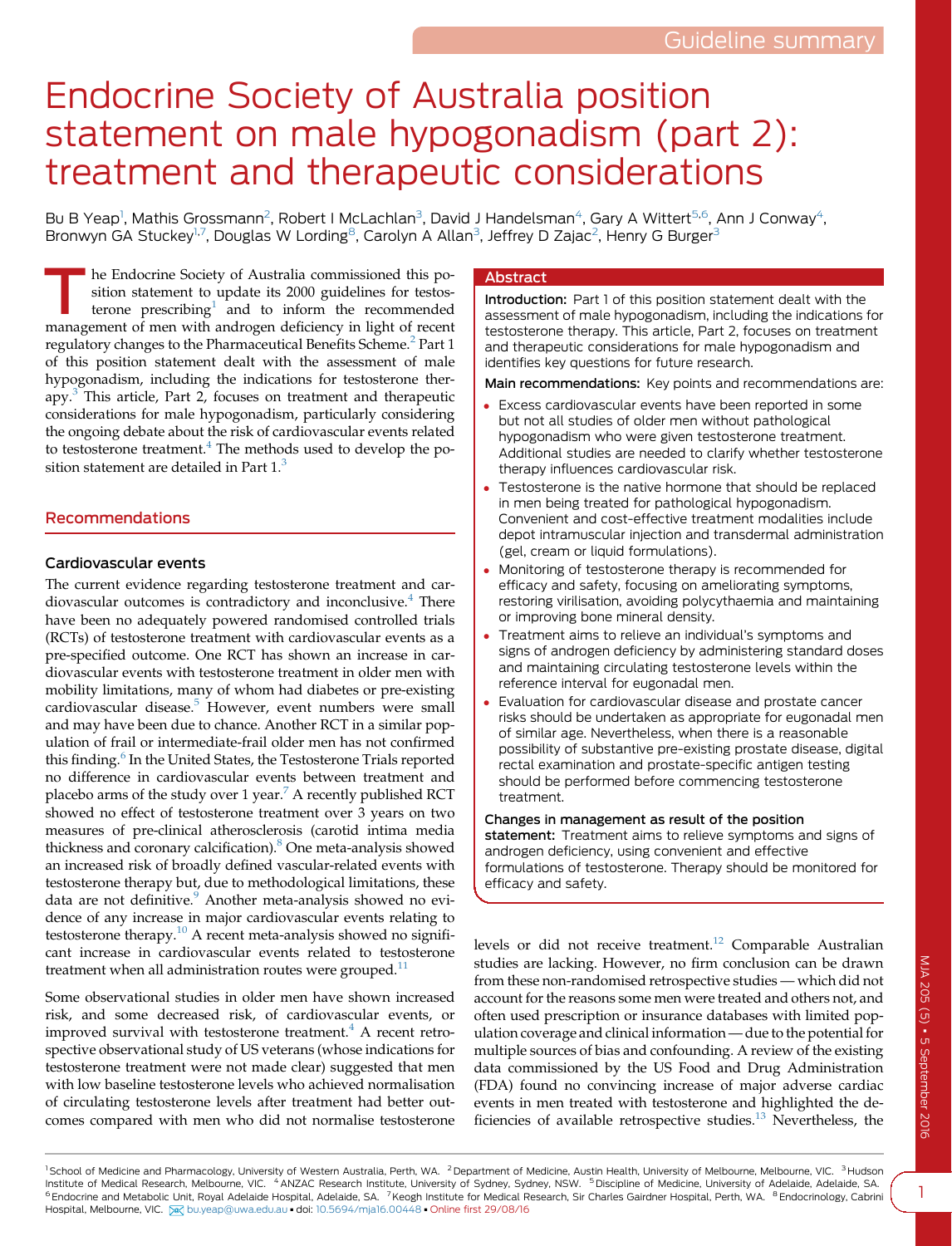Guideline summary

# Endocrine Society of Australia position statement on male hypogonadism (part 2): treatment and therapeutic considerations

Bu B Yeap[1], Mathis Grossmann[2], Robert I McLachlan[3], David J Handelsman[4], Gary A Wittert[5,6], Ann J Conway[4], Bronwyn GA Stuckey[1,7], Douglas W Lording[8], Carolyn A Allan[3], Jeffrey D Zajac[2], Henry G Burger[3]

## Abstract

**Introduction:** Part 1 of this position statement dealt with the assessment of male hypogonadism, including the indications for testosterone therapy. This article, Part 2, focuses on treatment and therapeutic considerations for male hypogonadism and identifies key questions for future research.

**Main recommendations:** Key points and recommendations are:

- Excess cardiovascular events have been reported in some but not all studies of older men without pathological hypogonadism who were given testosterone treatment. Additional studies are needed to clarify whether testosterone therapy influences cardiovascular risk.
- Testosterone is the native hormone that should be replaced in men being treated for pathological hypogonadism. Convenient and cost-effective treatment modalities include depot intramuscular injection and transdermal administration (gel, cream or liquid formulations).
- Monitoring of testosterone therapy is recommended for efficacy and safety, focusing on ameliorating symptoms, restoring virilisation, avoiding polycythaemia and maintaining or improving bone mineral density.
- Treatment aims to relieve an individual's symptoms and signs of androgen deficiency by administering standard doses and maintaining circulating testosterone levels within the reference interval for eugonadal men.
- Evaluation for cardiovascular disease and prostate cancer risks should be undertaken as appropriate for eugonadal men of similar age. Nevertheless, when there is a reasonable possibility of substantive pre-existing prostate disease, digital rectal examination and prostate-specific antigen testing should be performed before commencing testosterone treatment.

**Changes in management as result of the position statement:** Treatment aims to relieve symptoms and signs of androgen deficiency, using convenient and effective formulations of testosterone. Therapy should be monitored for efficacy and safety.

The Endocrine Society of Australia commissioned this position statement to update its 2000 guidelines for testosterone prescribing[1] and to inform the recommended management of men with androgen deficiency in light of recent regulatory changes to the Pharmaceutical Benefits Scheme.[2] Part 1 of this position statement dealt with the assessment of male hypogonadism, including the indications for testosterone therapy.[3] This article, Part 2, focuses on treatment and therapeutic considerations for male hypogonadism, particularly considering the ongoing debate about the risk of cardiovascular events related to testosterone treatment.[4] The methods used to develop the position statement are detailed in Part 1.[3]

## Recommendations

### Cardiovascular events

The current evidence regarding testosterone treatment and cardiovascular outcomes is contradictory and inconclusive.[4] There have been no adequately powered randomised controlled trials (RCTs) of testosterone treatment with cardiovascular events as a pre-specified outcome. One RCT has shown an increase in cardiovascular events with testosterone treatment in older men with mobility limitations, many of whom had diabetes or pre-existing cardiovascular disease.[5] However, event numbers were small and may have been due to chance. Another RCT in a similar population of frail or intermediate-frail older men has not confirmed this finding.[6] In the United States, the Testosterone Trials reported no difference in cardiovascular events between treatment and placebo arms of the study over 1 year.[7] A recently published RCT showed no effect of testosterone treatment over 3 years on two measures of pre-clinical atherosclerosis (carotid intima media thickness and coronary calcification).[8] One meta-analysis showed an increased risk of broadly defined vascular-related events with testosterone therapy but, due to methodological limitations, these data are not definitive.[9] Another meta-analysis showed no evidence of any increase in major cardiovascular events relating to testosterone therapy.[10] A recent meta-analysis showed no significant increase in cardiovascular events related to testosterone treatment when all administration routes were grouped.[11]

Some observational studies in older men have shown increased risk, and some decreased risk, of cardiovascular events, or improved survival with testosterone treatment.[4] A recent retrospective observational study of US veterans (whose indications for testosterone treatment were not made clear) suggested that men with low baseline testosterone levels who achieved normalisation of circulating testosterone levels after treatment had better outcomes compared with men who did not normalise testosterone levels or did not receive treatment.[12] Comparable Australian studies are lacking. However, no firm conclusion can be drawn from these non-randomised retrospective studies — which did not account for the reasons some men were treated and others not, and often used prescription or insurance databases with limited population coverage and clinical information — due to the potential for multiple sources of bias and confounding. A review of the existing data commissioned by the US Food and Drug Administration (FDA) found no convincing increase of major adverse cardiac events in men treated with testosterone and highlighted the deficiencies of available retrospective studies.[13] Nevertheless, the

[1] School of Medicine and Pharmacology, University of Western Australia, Perth, WA. [2] Department of Medicine, Austin Health, University of Melbourne, Melbourne, VIC. [3] Hudson Institute of Medical Research, Melbourne, VIC. [4] ANZAC Research Institute, University of Sydney, Sydney, NSW. [5] Discipline of Medicine, University of Adelaide, Adelaide, SA. [6] Endocrine and Metabolic Unit, Royal Adelaide Hospital, Adelaide, SA. [7] Keogh Institute for Medical Research, Sir Charles Gairdner Hospital, Perth, WA. [8] Endocrinology, Cabrini Hospital, Melbourne, VIC. bu.yeap@uwa.edu.au • doi: 10.5694/mja16.00448 • Online first 29/08/16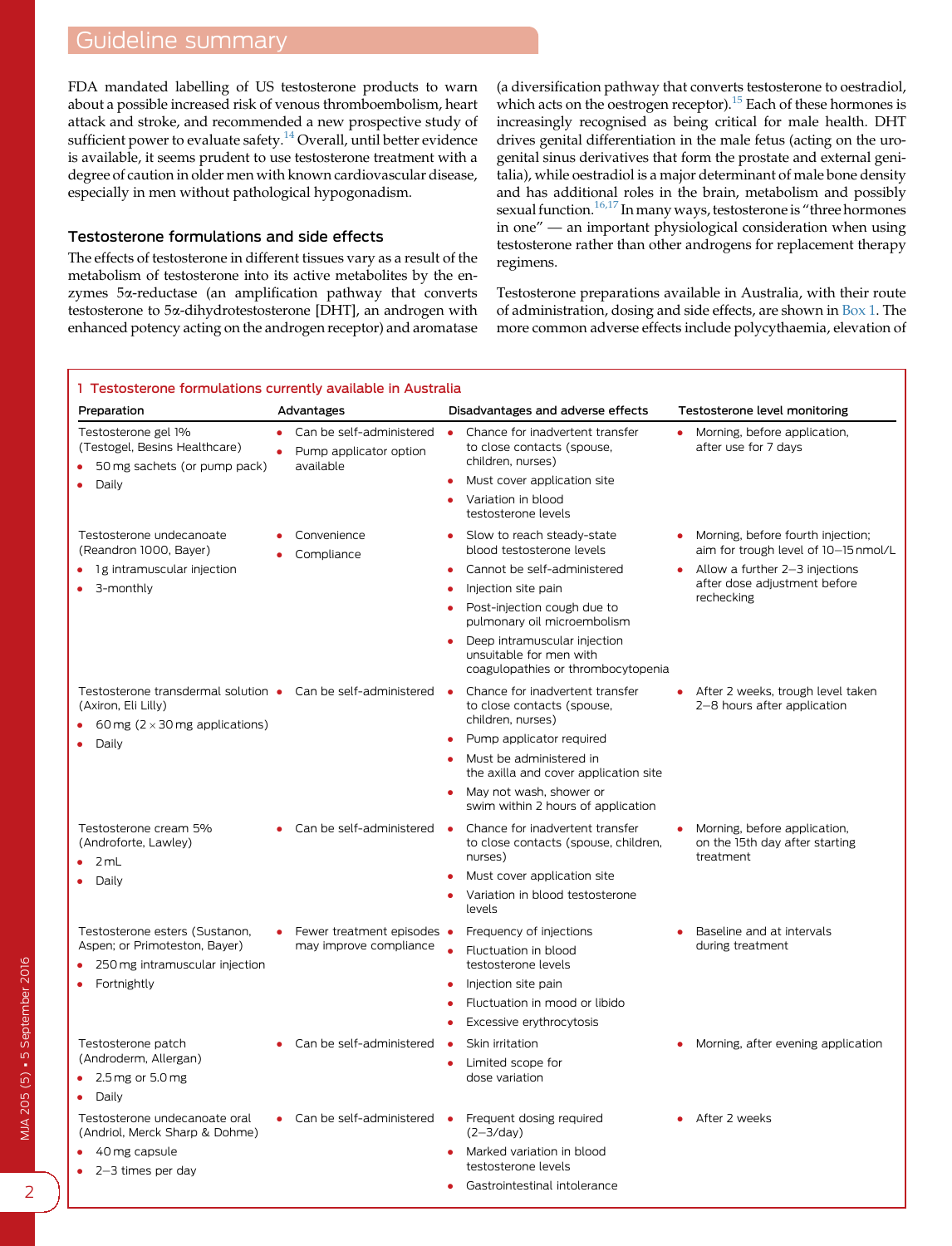FDA mandated labelling of US testosterone products to warn about a possible increased risk of venous thromboembolism, heart attack and stroke, and recommended a new prospective study of sufficient power to evaluate safety.[14] Overall, until better evidence is available, it seems prudent to use testosterone treatment with a degree of caution in older men with known cardiovascular disease, especially in men without pathological hypogonadism.

## Testosterone formulations and side effects

The effects of testosterone in different tissues vary as a result of the metabolism of testosterone into its active metabolites by the enzymes 5α-reductase (an amplification pathway that converts testosterone to 5α-dihydrotestosterone [DHT], an androgen with enhanced potency acting on the androgen receptor) and aromatase (a diversification pathway that converts testosterone to oestradiol, which acts on the oestrogen receptor).[15] Each of these hormones is increasingly recognised as being critical for male health. DHT drives genital differentiation in the male fetus (acting on the urogenital sinus derivatives that form the prostate and external genitalia), while oestradiol is a major determinant of male bone density and has additional roles in the brain, metabolism and possibly sexual function.[16,17] In many ways, testosterone is "three hormones in one" — an important physiological consideration when using testosterone rather than other androgens for replacement therapy regimens.

Testosterone preparations available in Australia, with their route of administration, dosing and side effects, are shown in Box 1. The more common adverse effects include polycythaemia, elevation of

**1 Testosterone formulations currently available in Australia**

| Preparation | Advantages | Disadvantages and adverse effects | Testosterone level monitoring |
|---|---|---|---|
| Testosterone gel 1% (Testogel, Besins Healthcare)<br>• 50 mg sachets (or pump pack)<br>• Daily | • Can be self-administered<br>• Pump applicator option available | • Chance for inadvertent transfer to close contacts (spouse, children, nurses)<br>• Must cover application site<br>• Variation in blood testosterone levels | • Morning, before application, after use for 7 days |
| Testosterone undecanoate (Reandron 1000, Bayer)<br>• 1 g intramuscular injection<br>• 3-monthly | • Convenience<br>• Compliance | • Slow to reach steady-state blood testosterone levels<br>• Cannot be self-administered<br>• Injection site pain<br>• Post-injection cough due to pulmonary oil microembolism<br>• Deep intramuscular injection unsuitable for men with coagulopathies or thrombocytopenia | • Morning, before fourth injection; aim for trough level of 10–15 nmol/L<br>• Allow a further 2–3 injections after dose adjustment before rechecking |
| Testosterone transdermal solution (Axiron, Eli Lilly)<br>• 60 mg (2 × 30 mg applications)<br>• Daily | • Can be self-administered | • Chance for inadvertent transfer to close contacts (spouse, children, nurses)<br>• Pump applicator required<br>• Must be administered in the axilla and cover application site<br>• May not wash, shower or swim within 2 hours of application | • After 2 weeks, trough level taken 2–8 hours after application |
| Testosterone cream 5% (Androforte, Lawley)<br>• 2 mL<br>• Daily | • Can be self-administered | • Chance for inadvertent transfer to close contacts (spouse, children, nurses)<br>• Must cover application site<br>• Variation in blood testosterone levels | • Morning, before application, on the 15th day after starting treatment |
| Testosterone esters (Sustanon, Aspen; or Primoteston, Bayer)<br>• 250 mg intramuscular injection<br>• Fortnightly | • Fewer treatment episodes may improve compliance | • Frequency of injections<br>• Fluctuation in blood testosterone levels<br>• Injection site pain<br>• Fluctuation in mood or libido<br>• Excessive erythrocytosis | • Baseline and at intervals during treatment |
| Testosterone patch (Androderm, Allergan)<br>• 2.5 mg or 5.0 mg<br>• Daily | • Can be self-administered | • Skin irritation<br>• Limited scope for dose variation | • Morning, after evening application |
| Testosterone undecanoate oral (Andriol, Merck Sharp & Dohme)<br>• 40 mg capsule<br>• 2–3 times per day | • Can be self-administered | • Frequent dosing required (2–3/day)<br>• Marked variation in blood testosterone levels<br>• Gastrointestinal intolerance | • After 2 weeks |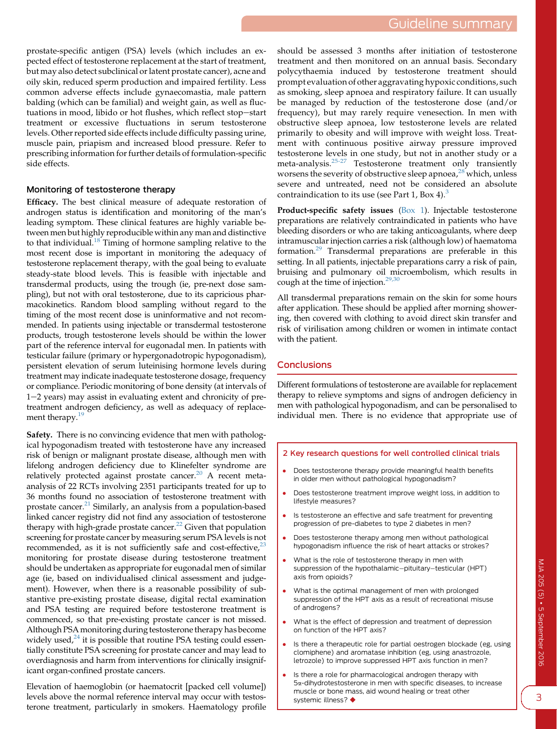prostate-specific antigen (PSA) levels (which includes an expected effect of testosterone replacement at the start of treatment, but may also detect subclinical or latent prostate cancer), acne and oily skin, reduced sperm production and impaired fertility. Less common adverse effects include gynaecomastia, male pattern balding (which can be familial) and weight gain, as well as fluctuations in mood, libido or hot flushes, which reflect stop–start treatment or excessive fluctuations in serum testosterone levels. Other reported side effects include difficulty passing urine, muscle pain, priapism and increased blood pressure. Refer to prescribing information for further details of formulation-specific side effects.

## Monitoring of testosterone therapy

**Efficacy.** The best clinical measure of adequate restoration of androgen status is identification and monitoring of the man's leading symptom. These clinical features are highly variable between men but highly reproducible within any man and distinctive to that individual.[18] Timing of hormone sampling relative to the most recent dose is important in monitoring the adequacy of testosterone replacement therapy, with the goal being to evaluate steady-state blood levels. This is feasible with injectable and transdermal products, using the trough (ie, pre-next dose sampling), but not with oral testosterone, due to its capricious pharmacokinetics. Random blood sampling without regard to the timing of the most recent dose is uninformative and not recommended. In patients using injectable or transdermal testosterone products, trough testosterone levels should be within the lower part of the reference interval for eugonadal men. In patients with testicular failure (primary or hypergonadotropic hypogonadism), persistent elevation of serum luteinising hormone levels during treatment may indicate inadequate testosterone dosage, frequency or compliance. Periodic monitoring of bone density (at intervals of 1–2 years) may assist in evaluating extent and chronicity of pre-treatment androgen deficiency, as well as adequacy of replacement therapy.[19]

**Safety.** There is no convincing evidence that men with pathological hypogonadism treated with testosterone have any increased risk of benign or malignant prostate disease, although men with lifelong androgen deficiency due to Klinefelter syndrome are relatively protected against prostate cancer.[20] A recent meta-analysis of 22 RCTs involving 2351 participants treated for up to 36 months found no association of testosterone treatment with prostate cancer.[21] Similarly, an analysis from a population-based linked cancer registry did not find any association of testosterone therapy with high-grade prostate cancer.[22] Given that population screening for prostate cancer by measuring serum PSA levels is not recommended, as it is not sufficiently safe and cost-effective,[23] monitoring for prostate disease during testosterone treatment should be undertaken as appropriate for eugonadal men of similar age (ie, based on individualised clinical assessment and judgement). However, when there is a reasonable possibility of substantive pre-existing prostate disease, digital rectal examination and PSA testing are required before testosterone treatment is commenced, so that pre-existing prostate cancer is not missed. Although PSA monitoring during testosterone therapy has become widely used,[24] it is possible that routine PSA testing could essentially constitute PSA screening for prostate cancer and may lead to overdiagnosis and harm from interventions for clinically insignificant organ-confined prostate cancers.

Elevation of haemoglobin (or haematocrit [packed cell volume]) levels above the normal reference interval may occur with testosterone treatment, particularly in smokers. Haematology profile should be assessed 3 months after initiation of testosterone treatment and then monitored on an annual basis. Secondary polycythaemia induced by testosterone treatment should prompt evaluation of other aggravating hypoxic conditions, such as smoking, sleep apnoea and respiratory failure. It can usually be managed by reduction of the testosterone dose (and/or frequency), but may rarely require venesection. In men with obstructive sleep apnoea, low testosterone levels are related primarily to obesity and will improve with weight loss. Treatment with continuous positive airway pressure improved testosterone levels in one study, but not in another study or a meta-analysis.[25-27] Testosterone treatment only transiently worsens the severity of obstructive sleep apnoea,[28] which, unless severe and untreated, need not be considered an absolute contraindication to its use (see Part 1, Box 4).[3]

**Product-specific safety issues** (Box 1). Injectable testosterone preparations are relatively contraindicated in patients who have bleeding disorders or who are taking anticoagulants, where deep intramuscular injection carries a risk (although low) of haematoma formation.[29] Transdermal preparations are preferable in this setting. In all patients, injectable preparations carry a risk of pain, bruising and pulmonary oil microembolism, which results in cough at the time of injection.[29,30]

All transdermal preparations remain on the skin for some hours after application. These should be applied after morning showering, then covered with clothing to avoid direct skin transfer and risk of virilisation among children or women in intimate contact with the patient.

## Conclusions

Different formulations of testosterone are available for replacement therapy to relieve symptoms and signs of androgen deficiency in men with pathological hypogonadism, and can be personalised to individual men. There is no evidence that appropriate use of

### 2 Key research questions for well controlled clinical trials

- Does testosterone therapy provide meaningful health benefits in older men without pathological hypogonadism?
- Does testosterone treatment improve weight loss, in addition to lifestyle measures?
- Is testosterone an effective and safe treatment for preventing progression of pre-diabetes to type 2 diabetes in men?
- Does testosterone therapy among men without pathological hypogonadism influence the risk of heart attacks or strokes?
- What is the role of testosterone therapy in men with suppression of the hypothalamic–pituitary–testicular (HPT) axis from opioids?
- What is the optimal management of men with prolonged suppression of the HPT axis as a result of recreational misuse of androgens?
- What is the effect of depression and treatment of depression on function of the HPT axis?
- Is there a therapeutic role for partial oestrogen blockade (eg, using clomiphene) and aromatase inhibition (eg, using anastrozole, letrozole) to improve suppressed HPT axis function in men?
- Is there a role for pharmacological androgen therapy with 5α-dihydrotestosterone in men with specific diseases, to increase muscle or bone mass, aid wound healing or treat other systemic illness? ◆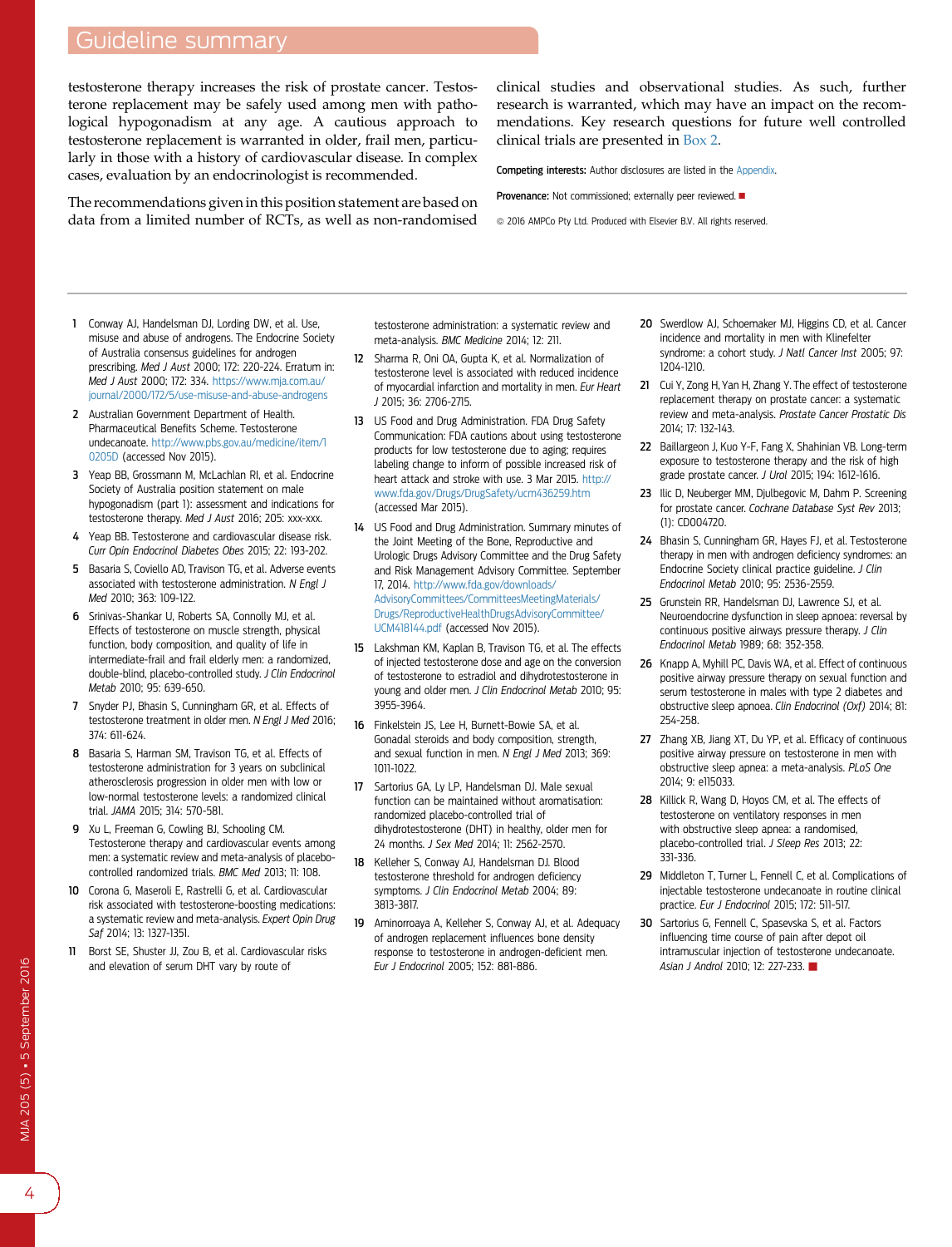testosterone therapy increases the risk of prostate cancer. Testosterone replacement may be safely used among men with pathological hypogonadism at any age. A cautious approach to testosterone replacement is warranted in older, frail men, particularly in those with a history of cardiovascular disease. In complex cases, evaluation by an endocrinologist is recommended.

The recommendations given in this position statement are based on data from a limited number of RCTs, as well as non-randomised clinical studies and observational studies. As such, further research is warranted, which may have an impact on the recommendations. Key research questions for future well controlled clinical trials are presented in Box 2.

**Competing interests:** Author disclosures are listed in the Appendix.

**Provenance:** Not commissioned; externally peer reviewed.

© 2016 AMPCo Pty Ltd. Produced with Elsevier B.V. All rights reserved.

1. Conway AJ, Handelsman DJ, Lording DW, et al. Use, misuse and abuse of androgens. The Endocrine Society of Australia consensus guidelines for androgen prescribing. *Med J Aust* 2000; 172: 220-224. Erratum in: *Med J Aust* 2000; 172: 334. https://www.mja.com.au/journal/2000/172/5/use-misuse-and-abuse-androgens
2. Australian Government Department of Health. Pharmaceutical Benefits Scheme. Testosterone undecanoate. http://www.pbs.gov.au/medicine/item/10205D (accessed Nov 2015).
3. Yeap BB, Grossmann M, McLachlan RI, et al. Endocrine Society of Australia position statement on male hypogonadism (part 1): assessment and indications for testosterone therapy. *Med J Aust* 2016; 205: xxx-xxx.
4. Yeap BB. Testosterone and cardiovascular disease risk. *Curr Opin Endocrinol Diabetes Obes* 2015; 22: 193-202.
5. Basaria S, Coviello AD, Travison TG, et al. Adverse events associated with testosterone administration. *N Engl J Med* 2010; 363: 109-122.
6. Srinivas-Shankar U, Roberts SA, Connolly MJ, et al. Effects of testosterone on muscle strength, physical function, body composition, and quality of life in intermediate-frail and frail elderly men: a randomized, double-blind, placebo-controlled study. *J Clin Endocrinol Metab* 2010; 95: 639-650.
7. Snyder PJ, Bhasin S, Cunningham GR, et al. Effects of testosterone treatment in older men. *N Engl J Med* 2016; 374: 611-624.
8. Basaria S, Harman SM, Travison TG, et al. Effects of testosterone administration for 3 years on subclinical atherosclerosis progression in older men with low or low-normal testosterone levels: a randomized clinical trial. *JAMA* 2015; 314: 570-581.
9. Xu L, Freeman G, Cowling BJ, Schooling CM. Testosterone therapy and cardiovascular events among men: a systematic review and meta-analysis of placebo-controlled randomized trials. *BMC Med* 2013; 11: 108.
10. Corona G, Maseroli E, Rastrelli G, et al. Cardiovascular risk associated with testosterone-boosting medications: a systematic review and meta-analysis. *Expert Opin Drug Saf* 2014; 13: 1327-1351.
11. Borst SE, Shuster JJ, Zou B, et al. Cardiovascular risks and elevation of serum DHT vary by route of testosterone administration: a systematic review and meta-analysis. *BMC Medicine* 2014; 12: 211.
12. Sharma R, Oni OA, Gupta K, et al. Normalization of testosterone level is associated with reduced incidence of myocardial infarction and mortality in men. *Eur Heart J* 2015; 36: 2706-2715.
13. US Food and Drug Administration. FDA Drug Safety Communication: FDA cautions about using testosterone products for low testosterone due to aging; requires labeling change to inform of possible increased risk of heart attack and stroke with use. 3 Mar 2015. http://www.fda.gov/Drugs/DrugSafety/ucm436259.htm (accessed Mar 2015).
14. US Food and Drug Administration. Summary minutes of the Joint Meeting of the Bone, Reproductive and Urologic Drugs Advisory Committee and the Drug Safety and Risk Management Advisory Committee. September 17, 2014. http://www.fda.gov/downloads/AdvisoryCommittees/CommitteesMeetingMaterials/Drugs/ReproductiveHealthDrugsAdvisoryCommittee/UCM418144.pdf (accessed Nov 2015).
15. Lakshman KM, Kaplan B, Travison TG, et al. The effects of injected testosterone dose and age on the conversion of testosterone to estradiol and dihydrotestosterone in young and older men. *J Clin Endocrinol Metab* 2010; 95: 3955-3964.
16. Finkelstein JS, Lee H, Burnett-Bowie SA, et al. Gonadal steroids and body composition, strength, and sexual function in men. *N Engl J Med* 2013; 369: 1011-1022.
17. Sartorius GA, Ly LP, Handelsman DJ. Male sexual function can be maintained without aromatisation: randomized placebo-controlled trial of dihydrotestosterone (DHT) in healthy, older men for 24 months. *J Sex Med* 2014; 11: 2562-2570.
18. Kelleher S, Conway AJ, Handelsman DJ. Blood testosterone threshold for androgen deficiency symptoms. *J Clin Endocrinol Metab* 2004; 89: 3813-3817.
19. Aminorroaya A, Kelleher S, Conway AJ, et al. Adequacy of androgen replacement influences bone density response to testosterone in androgen-deficient men. *Eur J Endocrinol* 2005; 152: 881-886.
20. Swerdlow AJ, Schoemaker MJ, Higgins CD, et al. Cancer incidence and mortality in men with Klinefelter syndrome: a cohort study. *J Natl Cancer Inst* 2005; 97: 1204-1210.
21. Cui Y, Zong H, Yan H, Zhang Y. The effect of testosterone replacement therapy on prostate cancer: a systematic review and meta-analysis. *Prostate Cancer Prostatic Dis* 2014; 17: 132-143.
22. Baillargeon J, Kuo Y-F, Fang X, Shahinian VB. Long-term exposure to testosterone therapy and the risk of high grade prostate cancer. *J Urol* 2015; 194: 1612-1616.
23. Ilic D, Neuberger MM, Djulbegovic M, Dahm P. Screening for prostate cancer. *Cochrane Database Syst Rev* 2013; (1): CD004720.
24. Bhasin S, Cunningham GR, Hayes FJ, et al. Testosterone therapy in men with androgen deficiency syndromes: an Endocrine Society clinical practice guideline. *J Clin Endocrinol Metab* 2010; 95: 2536-2559.
25. Grunstein RR, Handelsman DJ, Lawrence SJ, et al. Neuroendocrine dysfunction in sleep apnoea: reversal by continuous positive airways pressure therapy. *J Clin Endocrinol Metab* 1989; 68: 352-358.
26. Knapp A, Myhill PC, Davis WA, et al. Effect of continuous positive airway pressure therapy on sexual function and serum testosterone in males with type 2 diabetes and obstructive sleep apnoea. *Clin Endocrinol (Oxf)* 2014; 81: 254-258.
27. Zhang XB, Jiang XT, Du YP, et al. Efficacy of continuous positive airway pressure on testosterone in men with obstructive sleep apnea: a meta-analysis. *PLoS One* 2014; 9: e115033.
28. Killick R, Wang D, Hoyos CM, et al. The effects of testosterone on ventilatory responses in men with obstructive sleep apnea: a randomised, placebo-controlled trial. *J Sleep Res* 2013; 22: 331-336.
29. Middleton T, Turner L, Fennell C, et al. Complications of injectable testosterone undecanoate in routine clinical practice. *Eur J Endocrinol* 2015; 172: 511-517.
30. Sartorius G, Fennell C, Spasevska S, et al. Factors influencing time course of pain after depot oil intramuscular injection of testosterone undecanoate. *Asian J Androl* 2010; 12: 227-233.